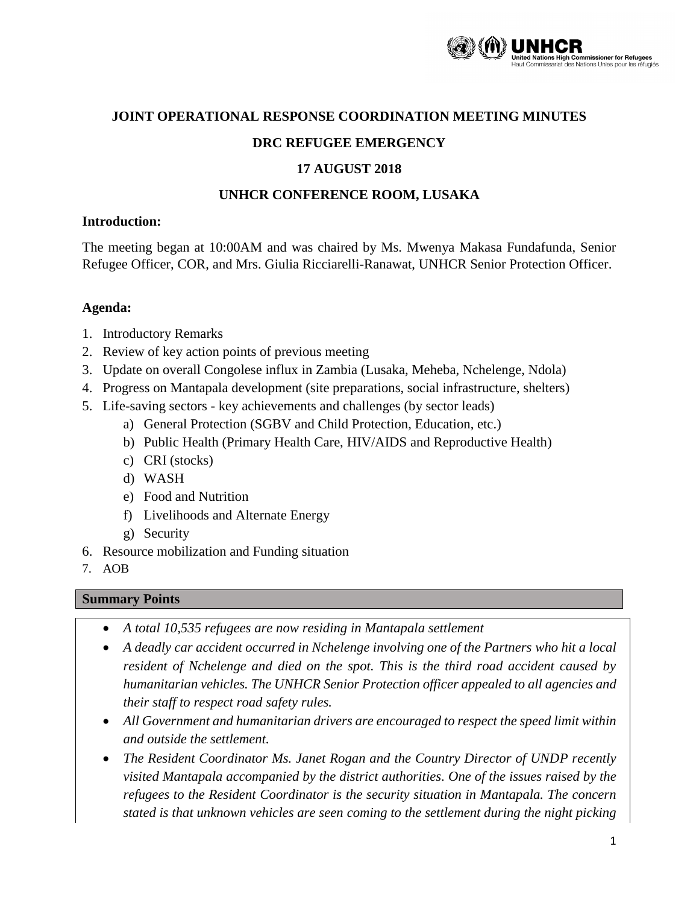**JOINT OPERATIONAL RESPONSE COORDINATION MEETING MINUTES**

**DRC REFUGEE EMERGENCY**

**17 AUGUST 2018**

**UNHCR CONFERENCE ROOM, LUSAKA**

### Introduction:

The meeting began at 10:00AM and was chaired by Ms. Mwenya Makasa Fundafunda, Senior Refugee Officer, COR, and Mrs. Giulia Ricciarelli-Ranawat, UNHCR Senior Protection Officer.

### Agenda:

1. Introductory Remarks
2. Review of key action points of previous meeting
3. Update on overall Congolese influx in Zambia (Lusaka, Meheba, Nchelenge, Ndola)
4. Progress on Mantapala development (site preparations, social infrastructure, shelters)
5. Life-saving sectors - key achievements and challenges (by sector leads)
   a) General Protection (SGBV and Child Protection, Education, etc.)
   b) Public Health (Primary Health Care, HIV/AIDS and Reproductive Health)
   c) CRI (stocks)
   d) WASH
   e) Food and Nutrition
   f) Livelihoods and Alternate Energy
   g) Security
6. Resource mobilization and Funding situation
7. AOB

### Summary Points

- *A total 10,535 refugees are now residing in Mantapala settlement*
- *A deadly car accident occurred in Nchelenge involving one of the Partners who hit a local resident of Nchelenge and died on the spot. This is the third road accident caused by humanitarian vehicles. The UNHCR Senior Protection officer appealed to all agencies and their staff to respect road safety rules.*
- *All Government and humanitarian drivers are encouraged to respect the speed limit within and outside the settlement.*
- *The Resident Coordinator Ms. Janet Rogan and the Country Director of UNDP recently visited Mantapala accompanied by the district authorities. One of the issues raised by the refugees to the Resident Coordinator is the security situation in Mantapala. The concern stated is that unknown vehicles are seen coming to the settlement during the night picking*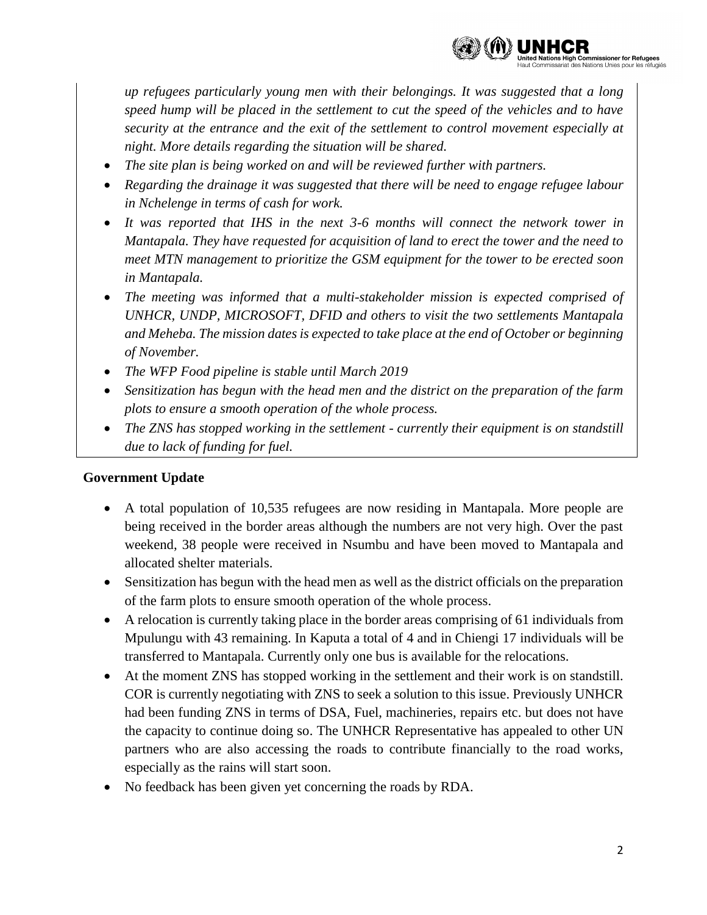*up refugees particularly young men with their belongings. It was suggested that a long speed hump will be placed in the settlement to cut the speed of the vehicles and to have security at the entrance and the exit of the settlement to control movement especially at night. More details regarding the situation will be shared.*

- *The site plan is being worked on and will be reviewed further with partners.*
- *Regarding the drainage it was suggested that there will be need to engage refugee labour in Nchelenge in terms of cash for work.*
- *It was reported that IHS in the next 3-6 months will connect the network tower in Mantapala. They have requested for acquisition of land to erect the tower and the need to meet MTN management to prioritize the GSM equipment for the tower to be erected soon in Mantapala.*
- *The meeting was informed that a multi-stakeholder mission is expected comprised of UNHCR, UNDP, MICROSOFT, DFID and others to visit the two settlements Mantapala and Meheba. The mission dates is expected to take place at the end of October or beginning of November.*
- *The WFP Food pipeline is stable until March 2019*
- *Sensitization has begun with the head men and the district on the preparation of the farm plots to ensure a smooth operation of the whole process.*
- *The ZNS has stopped working in the settlement - currently their equipment is on standstill due to lack of funding for fuel.*

**Government Update**

- A total population of 10,535 refugees are now residing in Mantapala. More people are being received in the border areas although the numbers are not very high. Over the past weekend, 38 people were received in Nsumbu and have been moved to Mantapala and allocated shelter materials.
- Sensitization has begun with the head men as well as the district officials on the preparation of the farm plots to ensure smooth operation of the whole process.
- A relocation is currently taking place in the border areas comprising of 61 individuals from Mpulungu with 43 remaining. In Kaputa a total of 4 and in Chiengi 17 individuals will be transferred to Mantapala. Currently only one bus is available for the relocations.
- At the moment ZNS has stopped working in the settlement and their work is on standstill. COR is currently negotiating with ZNS to seek a solution to this issue. Previously UNHCR had been funding ZNS in terms of DSA, Fuel, machineries, repairs etc. but does not have the capacity to continue doing so. The UNHCR Representative has appealed to other UN partners who are also accessing the roads to contribute financially to the road works, especially as the rains will start soon.
- No feedback has been given yet concerning the roads by RDA.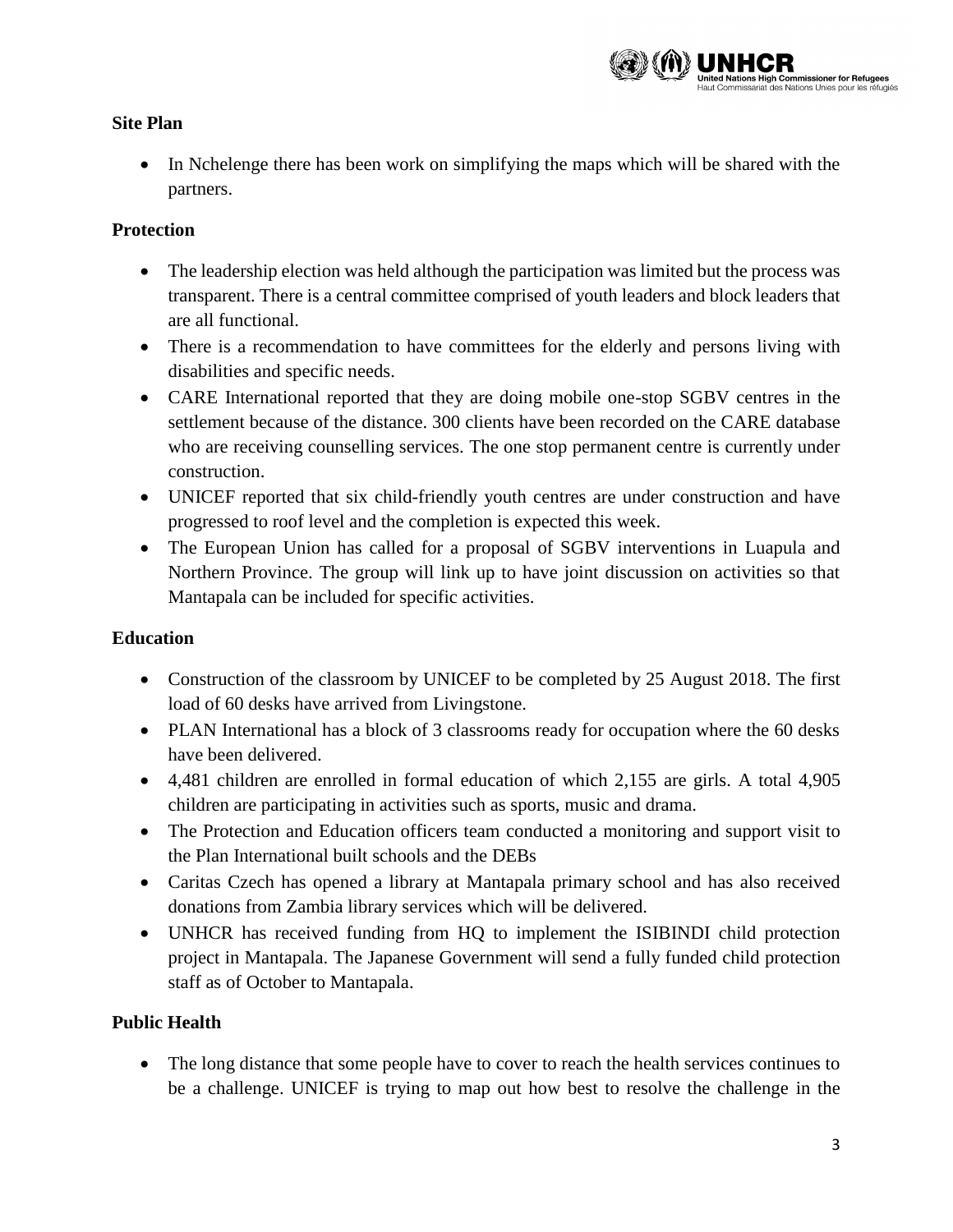**Site Plan**

- In Nchelenge there has been work on simplifying the maps which will be shared with the partners.

**Protection**

- The leadership election was held although the participation was limited but the process was transparent. There is a central committee comprised of youth leaders and block leaders that are all functional.
- There is a recommendation to have committees for the elderly and persons living with disabilities and specific needs.
- CARE International reported that they are doing mobile one-stop SGBV centres in the settlement because of the distance. 300 clients have been recorded on the CARE database who are receiving counselling services. The one stop permanent centre is currently under construction.
- UNICEF reported that six child-friendly youth centres are under construction and have progressed to roof level and the completion is expected this week.
- The European Union has called for a proposal of SGBV interventions in Luapula and Northern Province. The group will link up to have joint discussion on activities so that Mantapala can be included for specific activities.

**Education**

- Construction of the classroom by UNICEF to be completed by 25 August 2018. The first load of 60 desks have arrived from Livingstone.
- PLAN International has a block of 3 classrooms ready for occupation where the 60 desks have been delivered.
- 4,481 children are enrolled in formal education of which 2,155 are girls. A total 4,905 children are participating in activities such as sports, music and drama.
- The Protection and Education officers team conducted a monitoring and support visit to the Plan International built schools and the DEBs
- Caritas Czech has opened a library at Mantapala primary school and has also received donations from Zambia library services which will be delivered.
- UNHCR has received funding from HQ to implement the ISIBINDI child protection project in Mantapala. The Japanese Government will send a fully funded child protection staff as of October to Mantapala.

**Public Health**

- The long distance that some people have to cover to reach the health services continues to be a challenge. UNICEF is trying to map out how best to resolve the challenge in the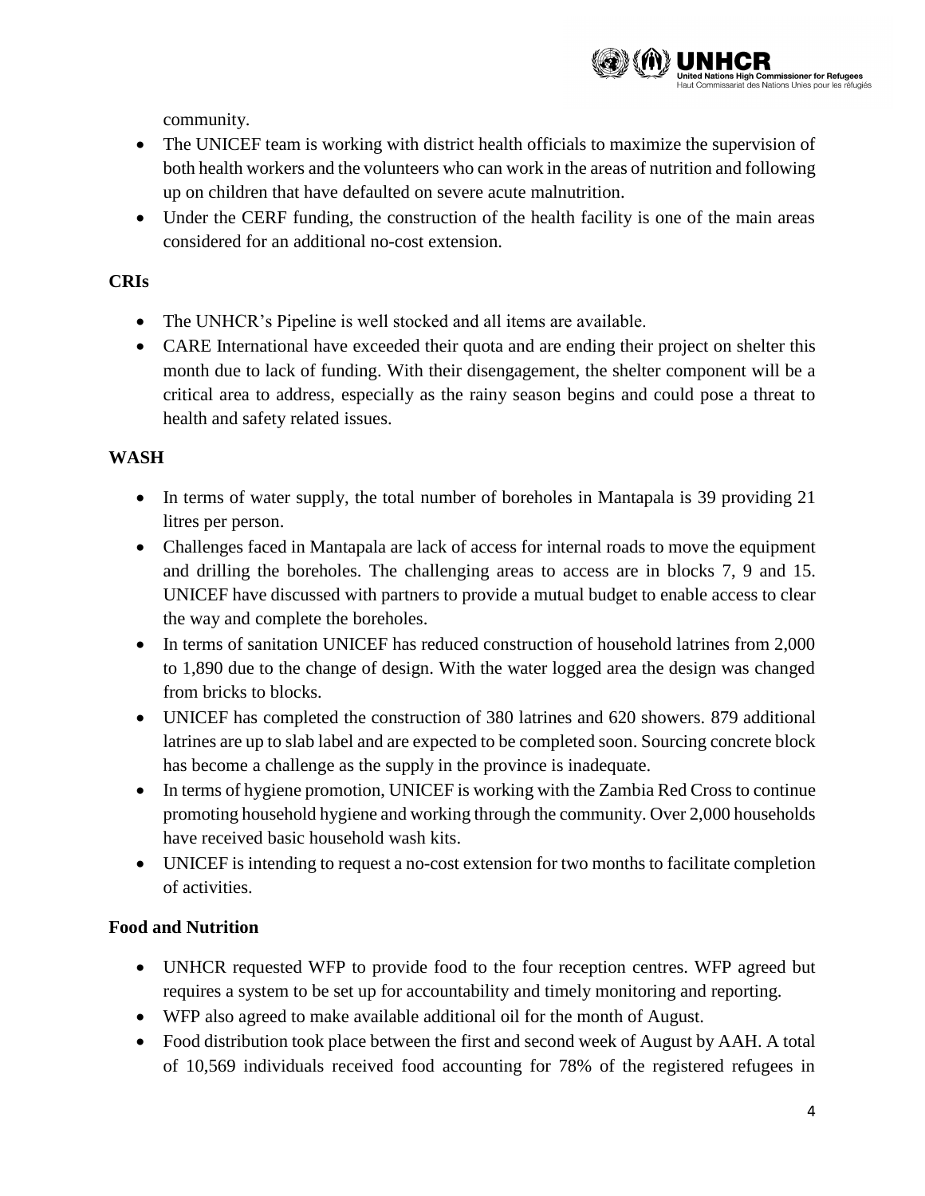community.

- The UNICEF team is working with district health officials to maximize the supervision of both health workers and the volunteers who can work in the areas of nutrition and following up on children that have defaulted on severe acute malnutrition.
- Under the CERF funding, the construction of the health facility is one of the main areas considered for an additional no-cost extension.

**CRIs**

- The UNHCR's Pipeline is well stocked and all items are available.
- CARE International have exceeded their quota and are ending their project on shelter this month due to lack of funding. With their disengagement, the shelter component will be a critical area to address, especially as the rainy season begins and could pose a threat to health and safety related issues.

**WASH**

- In terms of water supply, the total number of boreholes in Mantapala is 39 providing 21 litres per person.
- Challenges faced in Mantapala are lack of access for internal roads to move the equipment and drilling the boreholes. The challenging areas to access are in blocks 7, 9 and 15. UNICEF have discussed with partners to provide a mutual budget to enable access to clear the way and complete the boreholes.
- In terms of sanitation UNICEF has reduced construction of household latrines from 2,000 to 1,890 due to the change of design. With the water logged area the design was changed from bricks to blocks.
- UNICEF has completed the construction of 380 latrines and 620 showers. 879 additional latrines are up to slab label and are expected to be completed soon. Sourcing concrete block has become a challenge as the supply in the province is inadequate.
- In terms of hygiene promotion, UNICEF is working with the Zambia Red Cross to continue promoting household hygiene and working through the community. Over 2,000 households have received basic household wash kits.
- UNICEF is intending to request a no-cost extension for two months to facilitate completion of activities.

**Food and Nutrition**

- UNHCR requested WFP to provide food to the four reception centres. WFP agreed but requires a system to be set up for accountability and timely monitoring and reporting.
- WFP also agreed to make available additional oil for the month of August.
- Food distribution took place between the first and second week of August by AAH. A total of 10,569 individuals received food accounting for 78% of the registered refugees in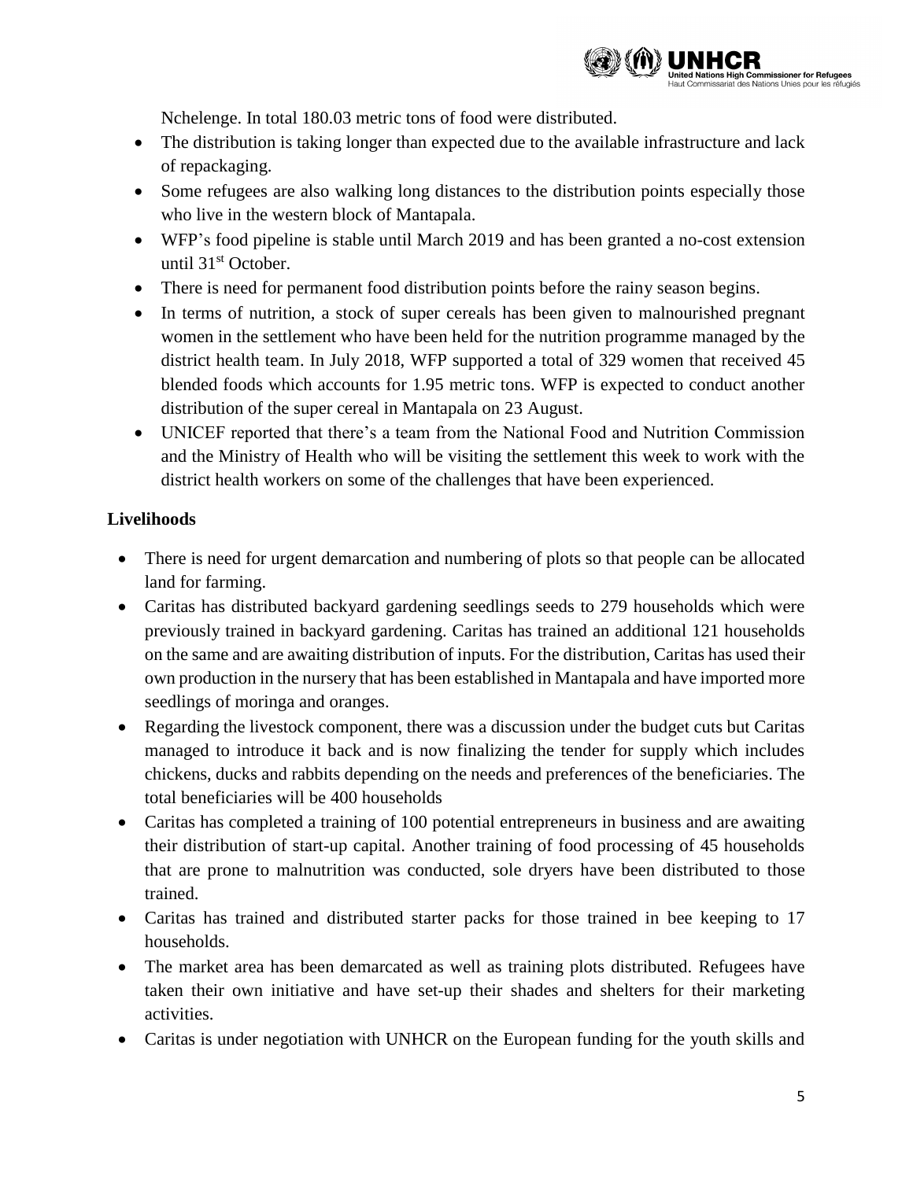Nchelenge. In total 180.03 metric tons of food were distributed.

- The distribution is taking longer than expected due to the available infrastructure and lack of repackaging.
- Some refugees are also walking long distances to the distribution points especially those who live in the western block of Mantapala.
- WFP's food pipeline is stable until March 2019 and has been granted a no-cost extension until 31st October.
- There is need for permanent food distribution points before the rainy season begins.
- In terms of nutrition, a stock of super cereals has been given to malnourished pregnant women in the settlement who have been held for the nutrition programme managed by the district health team. In July 2018, WFP supported a total of 329 women that received 45 blended foods which accounts for 1.95 metric tons. WFP is expected to conduct another distribution of the super cereal in Mantapala on 23 August.
- UNICEF reported that there's a team from the National Food and Nutrition Commission and the Ministry of Health who will be visiting the settlement this week to work with the district health workers on some of the challenges that have been experienced.

**Livelihoods**

- There is need for urgent demarcation and numbering of plots so that people can be allocated land for farming.
- Caritas has distributed backyard gardening seedlings seeds to 279 households which were previously trained in backyard gardening. Caritas has trained an additional 121 households on the same and are awaiting distribution of inputs. For the distribution, Caritas has used their own production in the nursery that has been established in Mantapala and have imported more seedlings of moringa and oranges.
- Regarding the livestock component, there was a discussion under the budget cuts but Caritas managed to introduce it back and is now finalizing the tender for supply which includes chickens, ducks and rabbits depending on the needs and preferences of the beneficiaries. The total beneficiaries will be 400 households
- Caritas has completed a training of 100 potential entrepreneurs in business and are awaiting their distribution of start-up capital. Another training of food processing of 45 households that are prone to malnutrition was conducted, sole dryers have been distributed to those trained.
- Caritas has trained and distributed starter packs for those trained in bee keeping to 17 households.
- The market area has been demarcated as well as training plots distributed. Refugees have taken their own initiative and have set-up their shades and shelters for their marketing activities.
- Caritas is under negotiation with UNHCR on the European funding for the youth skills and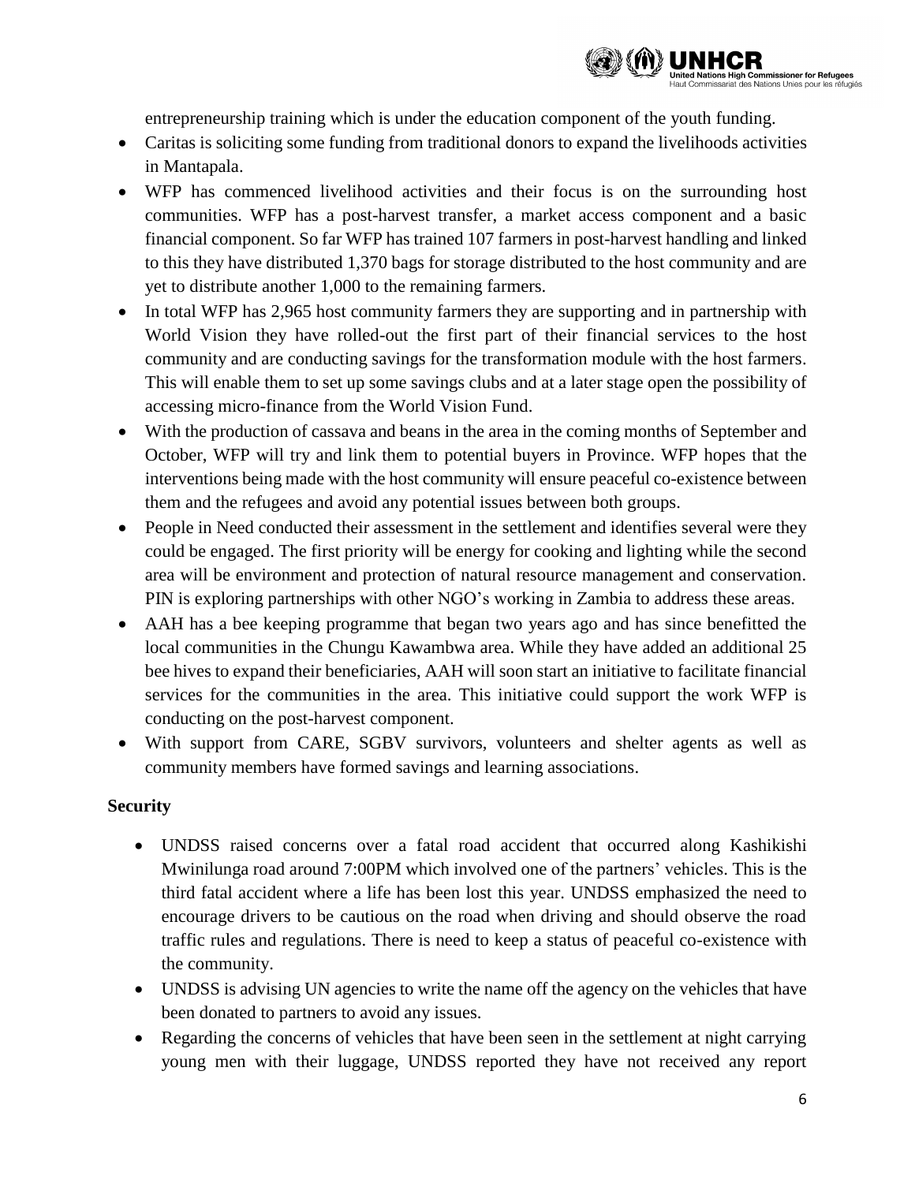entrepreneurship training which is under the education component of the youth funding.

- Caritas is soliciting some funding from traditional donors to expand the livelihoods activities in Mantapala.
- WFP has commenced livelihood activities and their focus is on the surrounding host communities. WFP has a post-harvest transfer, a market access component and a basic financial component. So far WFP has trained 107 farmers in post-harvest handling and linked to this they have distributed 1,370 bags for storage distributed to the host community and are yet to distribute another 1,000 to the remaining farmers.
- In total WFP has 2,965 host community farmers they are supporting and in partnership with World Vision they have rolled-out the first part of their financial services to the host community and are conducting savings for the transformation module with the host farmers. This will enable them to set up some savings clubs and at a later stage open the possibility of accessing micro-finance from the World Vision Fund.
- With the production of cassava and beans in the area in the coming months of September and October, WFP will try and link them to potential buyers in Province. WFP hopes that the interventions being made with the host community will ensure peaceful co-existence between them and the refugees and avoid any potential issues between both groups.
- People in Need conducted their assessment in the settlement and identifies several were they could be engaged. The first priority will be energy for cooking and lighting while the second area will be environment and protection of natural resource management and conservation. PIN is exploring partnerships with other NGO's working in Zambia to address these areas.
- AAH has a bee keeping programme that began two years ago and has since benefitted the local communities in the Chungu Kawambwa area. While they have added an additional 25 bee hives to expand their beneficiaries, AAH will soon start an initiative to facilitate financial services for the communities in the area. This initiative could support the work WFP is conducting on the post-harvest component.
- With support from CARE, SGBV survivors, volunteers and shelter agents as well as community members have formed savings and learning associations.

**Security**

- UNDSS raised concerns over a fatal road accident that occurred along Kashikishi Mwinilunga road around 7:00PM which involved one of the partners' vehicles. This is the third fatal accident where a life has been lost this year. UNDSS emphasized the need to encourage drivers to be cautious on the road when driving and should observe the road traffic rules and regulations. There is need to keep a status of peaceful co-existence with the community.
- UNDSS is advising UN agencies to write the name off the agency on the vehicles that have been donated to partners to avoid any issues.
- Regarding the concerns of vehicles that have been seen in the settlement at night carrying young men with their luggage, UNDSS reported they have not received any report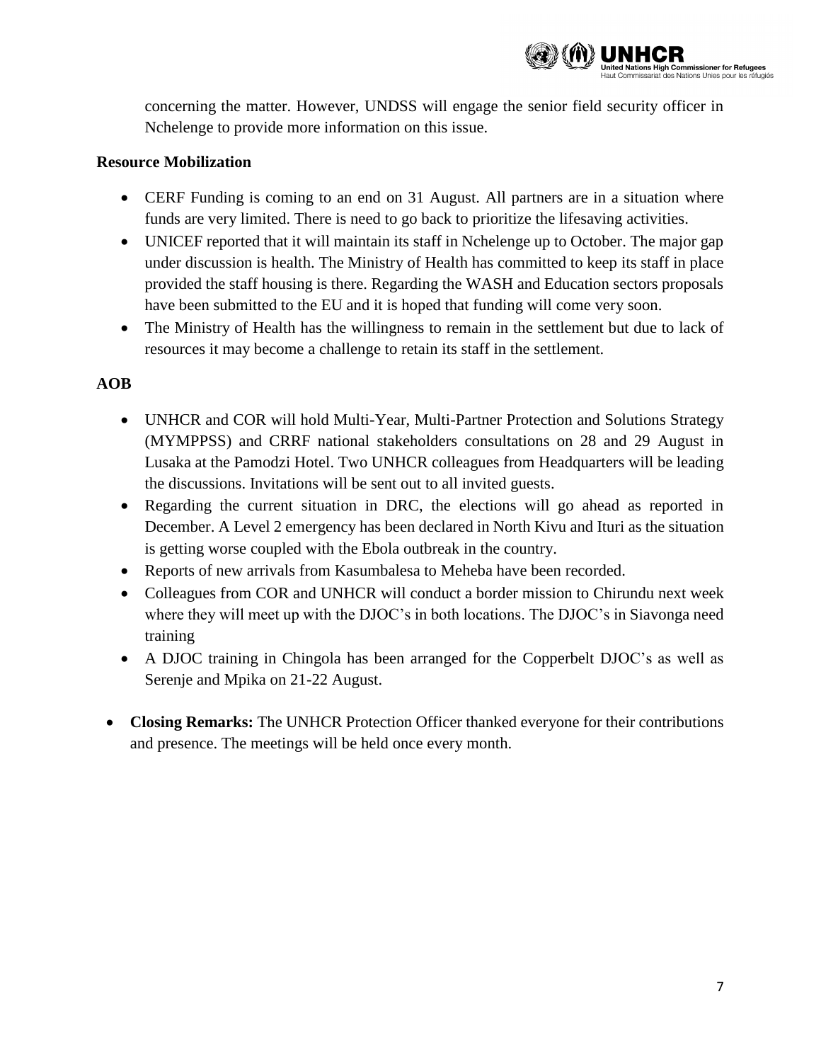concerning the matter. However, UNDSS will engage the senior field security officer in Nchelenge to provide more information on this issue.

**Resource Mobilization**

- CERF Funding is coming to an end on 31 August. All partners are in a situation where funds are very limited. There is need to go back to prioritize the lifesaving activities.
- UNICEF reported that it will maintain its staff in Nchelenge up to October. The major gap under discussion is health. The Ministry of Health has committed to keep its staff in place provided the staff housing is there. Regarding the WASH and Education sectors proposals have been submitted to the EU and it is hoped that funding will come very soon.
- The Ministry of Health has the willingness to remain in the settlement but due to lack of resources it may become a challenge to retain its staff in the settlement.

**AOB**

- UNHCR and COR will hold Multi-Year, Multi-Partner Protection and Solutions Strategy (MYMPPSS) and CRRF national stakeholders consultations on 28 and 29 August in Lusaka at the Pamodzi Hotel. Two UNHCR colleagues from Headquarters will be leading the discussions. Invitations will be sent out to all invited guests.
- Regarding the current situation in DRC, the elections will go ahead as reported in December. A Level 2 emergency has been declared in North Kivu and Ituri as the situation is getting worse coupled with the Ebola outbreak in the country.
- Reports of new arrivals from Kasumbalesa to Meheba have been recorded.
- Colleagues from COR and UNHCR will conduct a border mission to Chirundu next week where they will meet up with the DJOC's in both locations. The DJOC's in Siavonga need training
- A DJOC training in Chingola has been arranged for the Copperbelt DJOC's as well as Serenje and Mpika on 21-22 August.

- **Closing Remarks:** The UNHCR Protection Officer thanked everyone for their contributions and presence. The meetings will be held once every month.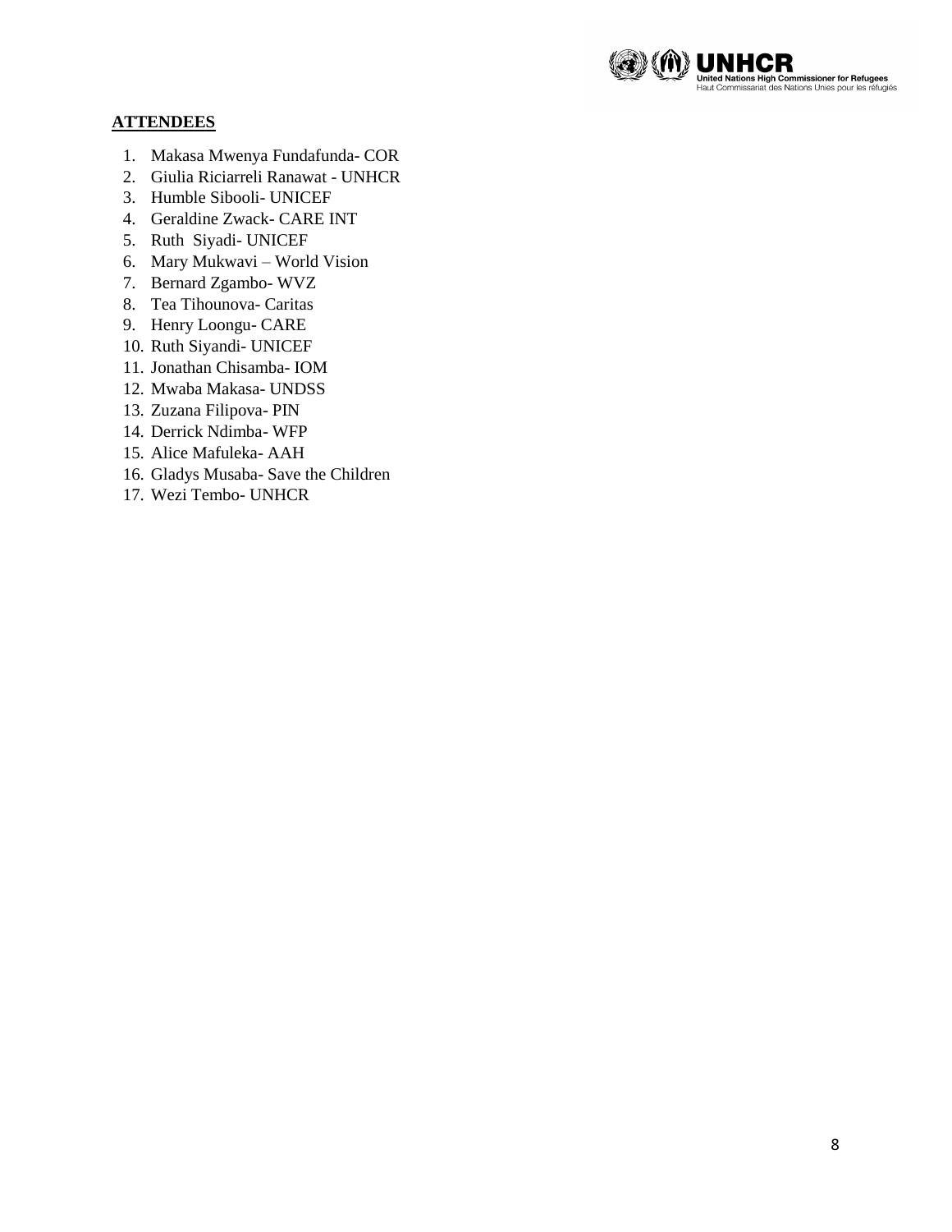**ATTENDEES**

1. Makasa Mwenya Fundafunda- COR
2. Giulia Riciarreli Ranawat - UNHCR
3. Humble Sibooli- UNICEF
4. Geraldine Zwack- CARE INT
5. Ruth Siyadi- UNICEF
6. Mary Mukwavi – World Vision
7. Bernard Zgambo- WVZ
8. Tea Tihounova- Caritas
9. Henry Loongu- CARE
10. Ruth Siyandi- UNICEF
11. Jonathan Chisamba- IOM
12. Mwaba Makasa- UNDSS
13. Zuzana Filipova- PIN
14. Derrick Ndimba- WFP
15. Alice Mafuleka- AAH
16. Gladys Musaba- Save the Children
17. Wezi Tembo- UNHCR